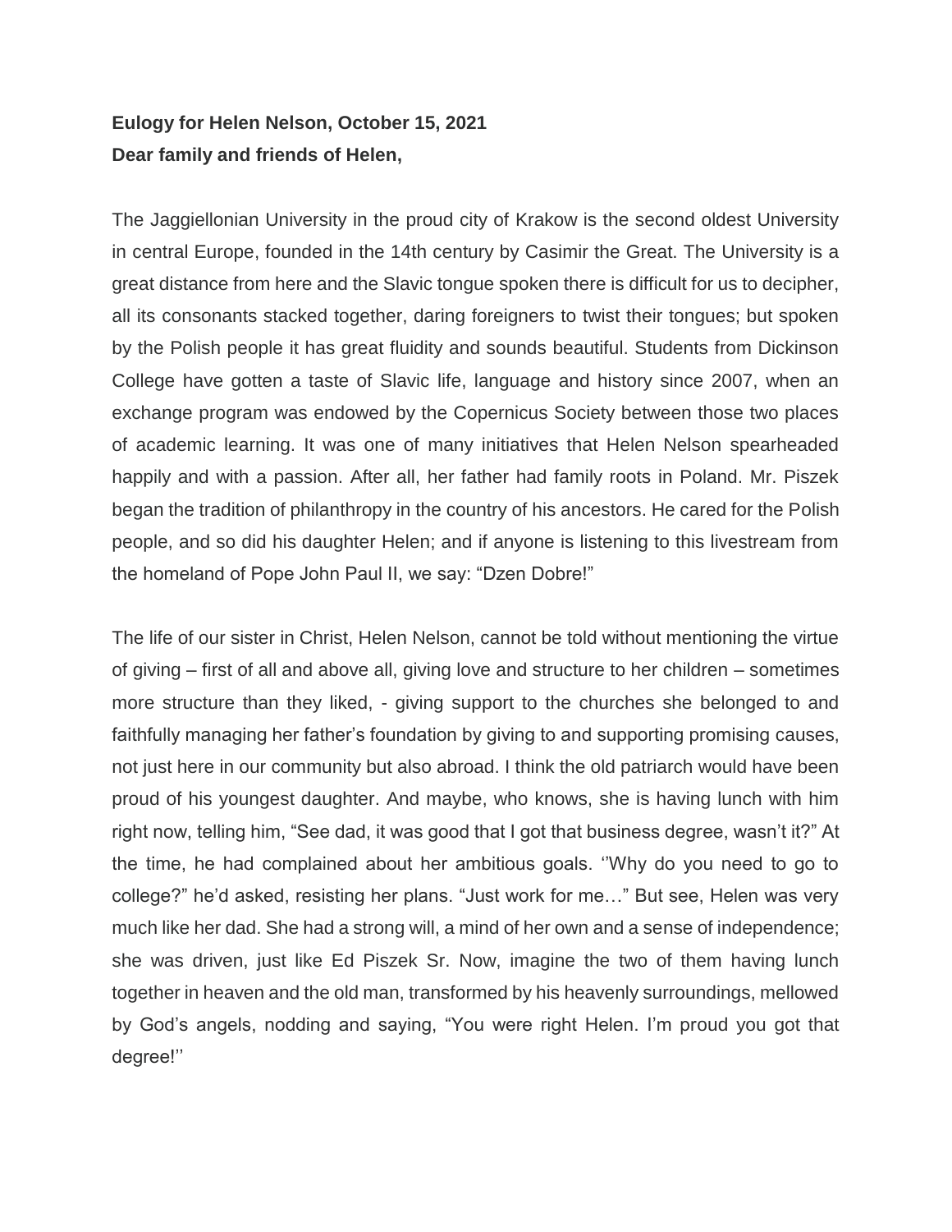**Eulogy for Helen Nelson, October 15, 2021**
**Dear family and friends of Helen,**

The Jaggiellonian University in the proud city of Krakow is the second oldest University in central Europe, founded in the 14th century by Casimir the Great. The University is a great distance from here and the Slavic tongue spoken there is difficult for us to decipher, all its consonants stacked together, daring foreigners to twist their tongues; but spoken by the Polish people it has great fluidity and sounds beautiful. Students from Dickinson College have gotten a taste of Slavic life, language and history since 2007, when an exchange program was endowed by the Copernicus Society between those two places of academic learning. It was one of many initiatives that Helen Nelson spearheaded happily and with a passion. After all, her father had family roots in Poland. Mr. Piszek began the tradition of philanthropy in the country of his ancestors. He cared for the Polish people, and so did his daughter Helen; and if anyone is listening to this livestream from the homeland of Pope John Paul II, we say: "Dzen Dobre!"

The life of our sister in Christ, Helen Nelson, cannot be told without mentioning the virtue of giving – first of all and above all, giving love and structure to her children – sometimes more structure than they liked, - giving support to the churches she belonged to and faithfully managing her father's foundation by giving to and supporting promising causes, not just here in our community but also abroad. I think the old patriarch would have been proud of his youngest daughter. And maybe, who knows, she is having lunch with him right now, telling him, "See dad, it was good that I got that business degree, wasn't it?" At the time, he had complained about her ambitious goals. ''Why do you need to go to college?" he'd asked, resisting her plans. "Just work for me…" But see, Helen was very much like her dad. She had a strong will, a mind of her own and a sense of independence; she was driven, just like Ed Piszek Sr. Now, imagine the two of them having lunch together in heaven and the old man, transformed by his heavenly surroundings, mellowed by God's angels, nodding and saying, "You were right Helen. I'm proud you got that degree!''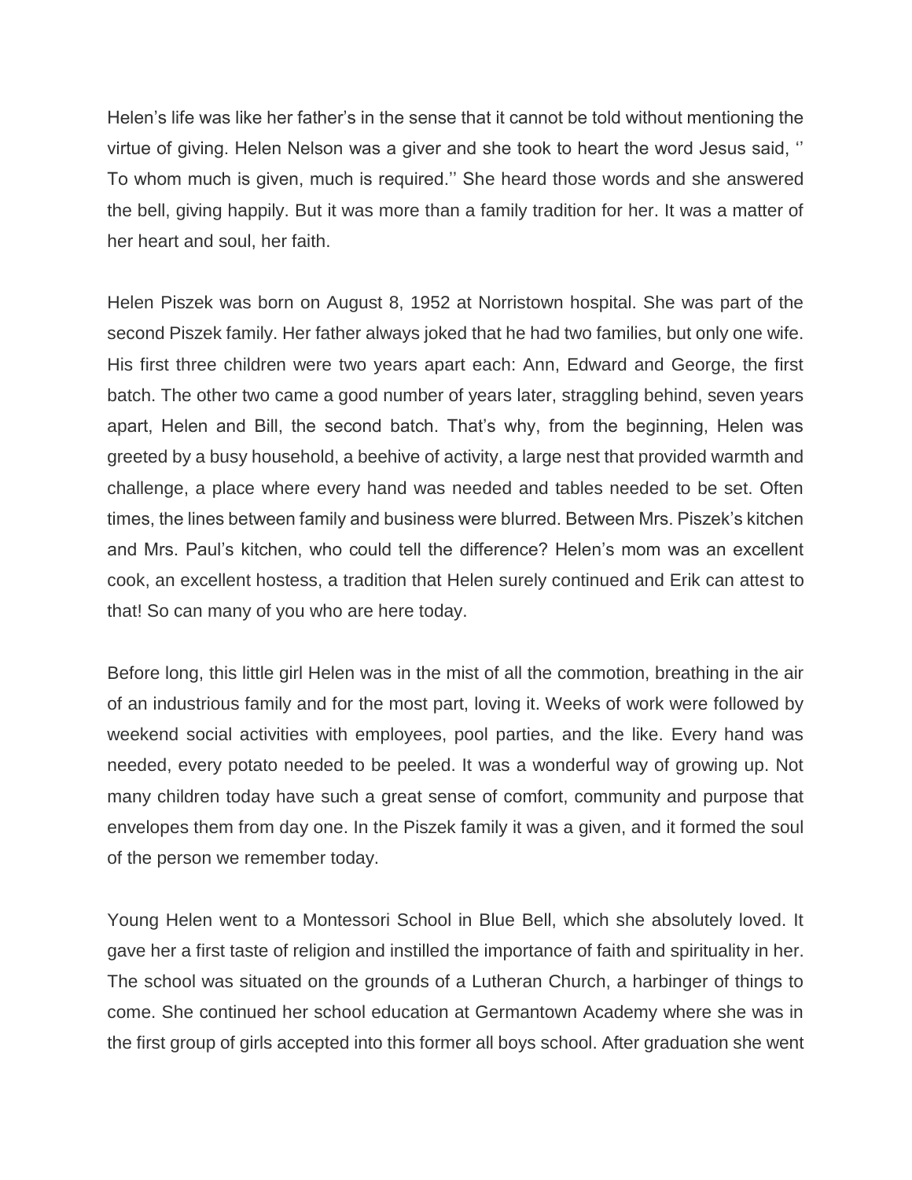Helen's life was like her father's in the sense that it cannot be told without mentioning the virtue of giving. Helen Nelson was a giver and she took to heart the word Jesus said, '' To whom much is given, much is required.'' She heard those words and she answered the bell, giving happily. But it was more than a family tradition for her. It was a matter of her heart and soul, her faith.

Helen Piszek was born on August 8, 1952 at Norristown hospital. She was part of the second Piszek family. Her father always joked that he had two families, but only one wife. His first three children were two years apart each: Ann, Edward and George, the first batch. The other two came a good number of years later, straggling behind, seven years apart, Helen and Bill, the second batch. That's why, from the beginning, Helen was greeted by a busy household, a beehive of activity, a large nest that provided warmth and challenge, a place where every hand was needed and tables needed to be set. Often times, the lines between family and business were blurred. Between Mrs. Piszek's kitchen and Mrs. Paul's kitchen, who could tell the difference? Helen's mom was an excellent cook, an excellent hostess, a tradition that Helen surely continued and Erik can attest to that! So can many of you who are here today.

Before long, this little girl Helen was in the mist of all the commotion, breathing in the air of an industrious family and for the most part, loving it. Weeks of work were followed by weekend social activities with employees, pool parties, and the like. Every hand was needed, every potato needed to be peeled. It was a wonderful way of growing up. Not many children today have such a great sense of comfort, community and purpose that envelopes them from day one. In the Piszek family it was a given, and it formed the soul of the person we remember today.

Young Helen went to a Montessori School in Blue Bell, which she absolutely loved. It gave her a first taste of religion and instilled the importance of faith and spirituality in her. The school was situated on the grounds of a Lutheran Church, a harbinger of things to come. She continued her school education at Germantown Academy where she was in the first group of girls accepted into this former all boys school. After graduation she went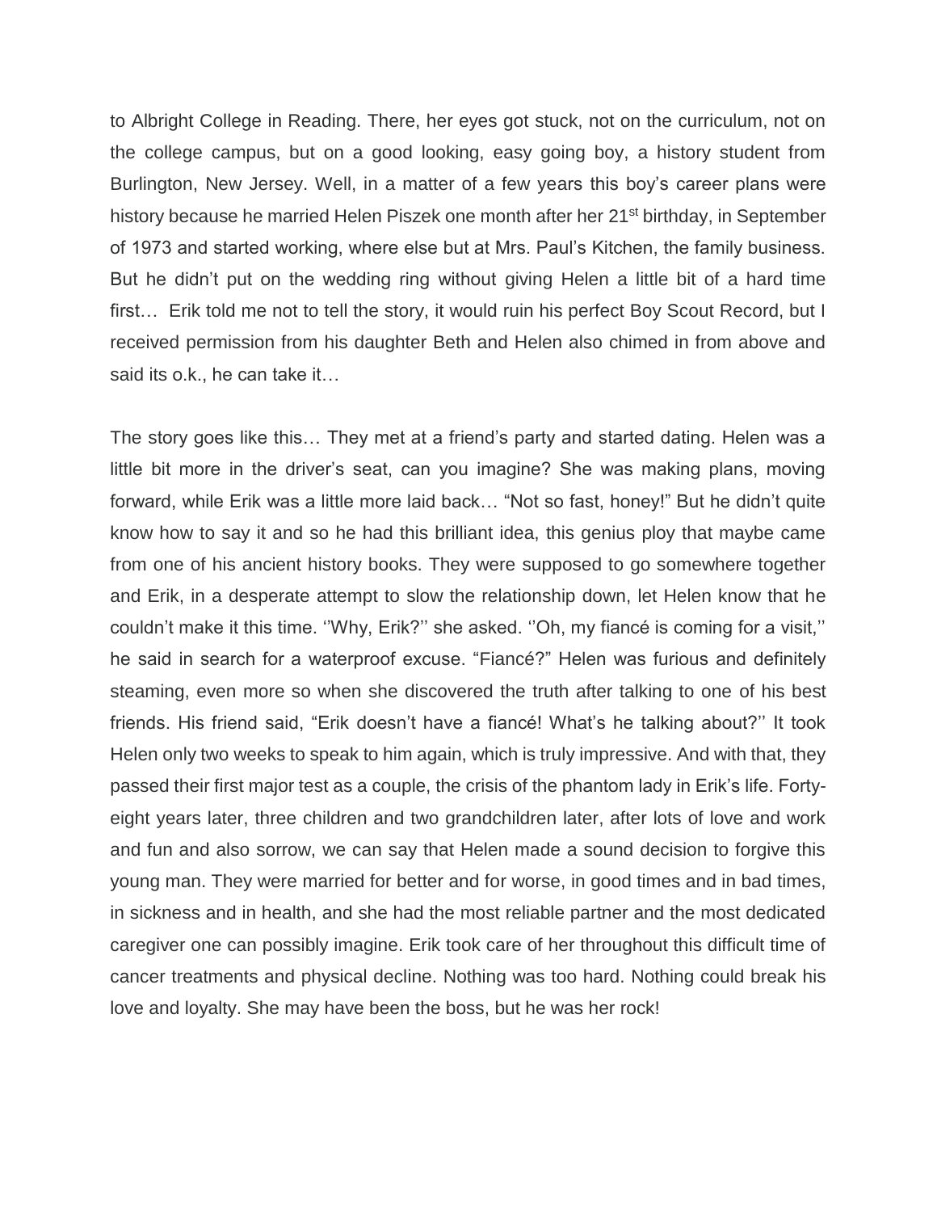to Albright College in Reading. There, her eyes got stuck, not on the curriculum, not on the college campus, but on a good looking, easy going boy, a history student from Burlington, New Jersey. Well, in a matter of a few years this boy's career plans were history because he married Helen Piszek one month after her 21st birthday, in September of 1973 and started working, where else but at Mrs. Paul's Kitchen, the family business. But he didn't put on the wedding ring without giving Helen a little bit of a hard time first… Erik told me not to tell the story, it would ruin his perfect Boy Scout Record, but I received permission from his daughter Beth and Helen also chimed in from above and said its o.k., he can take it…

The story goes like this… They met at a friend's party and started dating. Helen was a little bit more in the driver's seat, can you imagine? She was making plans, moving forward, while Erik was a little more laid back… "Not so fast, honey!" But he didn't quite know how to say it and so he had this brilliant idea, this genius ploy that maybe came from one of his ancient history books. They were supposed to go somewhere together and Erik, in a desperate attempt to slow the relationship down, let Helen know that he couldn't make it this time. ''Why, Erik?'' she asked. ''Oh, my fiancé is coming for a visit,'' he said in search for a waterproof excuse. "Fiancé?" Helen was furious and definitely steaming, even more so when she discovered the truth after talking to one of his best friends. His friend said, "Erik doesn't have a fiancé! What's he talking about?'' It took Helen only two weeks to speak to him again, which is truly impressive. And with that, they passed their first major test as a couple, the crisis of the phantom lady in Erik's life. Forty-eight years later, three children and two grandchildren later, after lots of love and work and fun and also sorrow, we can say that Helen made a sound decision to forgive this young man. They were married for better and for worse, in good times and in bad times, in sickness and in health, and she had the most reliable partner and the most dedicated caregiver one can possibly imagine. Erik took care of her throughout this difficult time of cancer treatments and physical decline. Nothing was too hard. Nothing could break his love and loyalty. She may have been the boss, but he was her rock!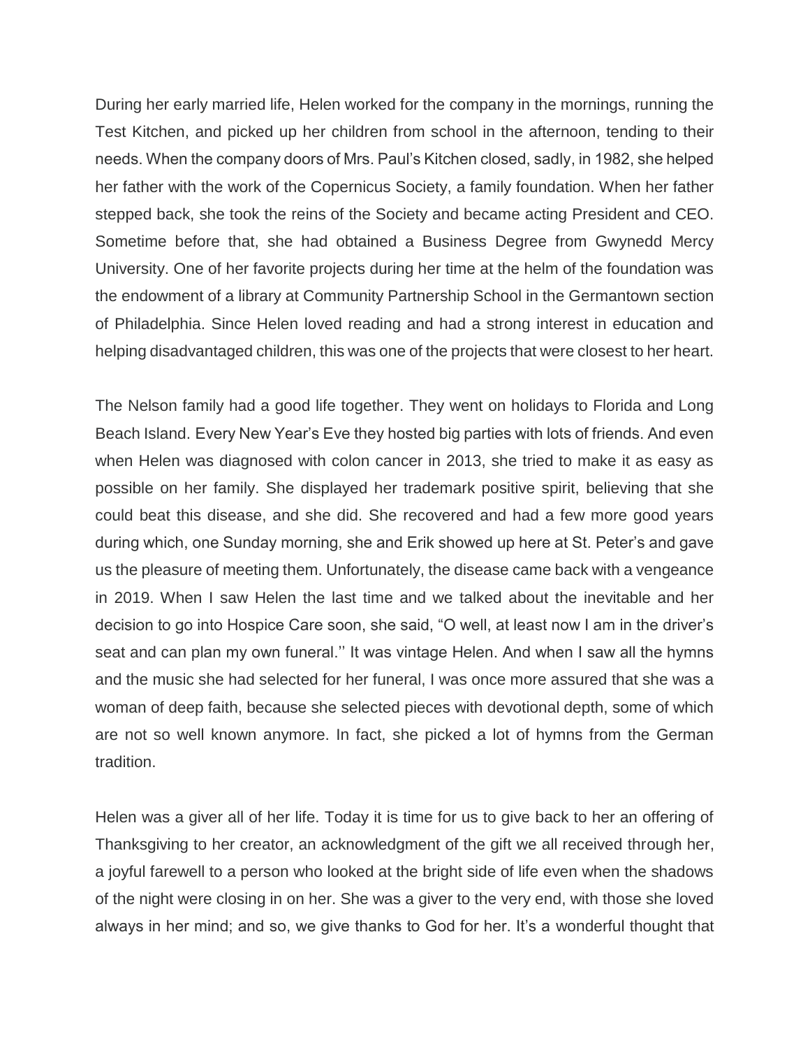During her early married life, Helen worked for the company in the mornings, running the Test Kitchen, and picked up her children from school in the afternoon, tending to their needs. When the company doors of Mrs. Paul's Kitchen closed, sadly, in 1982, she helped her father with the work of the Copernicus Society, a family foundation. When her father stepped back, she took the reins of the Society and became acting President and CEO. Sometime before that, she had obtained a Business Degree from Gwynedd Mercy University. One of her favorite projects during her time at the helm of the foundation was the endowment of a library at Community Partnership School in the Germantown section of Philadelphia. Since Helen loved reading and had a strong interest in education and helping disadvantaged children, this was one of the projects that were closest to her heart.

The Nelson family had a good life together. They went on holidays to Florida and Long Beach Island. Every New Year's Eve they hosted big parties with lots of friends. And even when Helen was diagnosed with colon cancer in 2013, she tried to make it as easy as possible on her family. She displayed her trademark positive spirit, believing that she could beat this disease, and she did. She recovered and had a few more good years during which, one Sunday morning, she and Erik showed up here at St. Peter's and gave us the pleasure of meeting them. Unfortunately, the disease came back with a vengeance in 2019. When I saw Helen the last time and we talked about the inevitable and her decision to go into Hospice Care soon, she said, "O well, at least now I am in the driver's seat and can plan my own funeral.'' It was vintage Helen. And when I saw all the hymns and the music she had selected for her funeral, I was once more assured that she was a woman of deep faith, because she selected pieces with devotional depth, some of which are not so well known anymore. In fact, she picked a lot of hymns from the German tradition.

Helen was a giver all of her life. Today it is time for us to give back to her an offering of Thanksgiving to her creator, an acknowledgment of the gift we all received through her, a joyful farewell to a person who looked at the bright side of life even when the shadows of the night were closing in on her. She was a giver to the very end, with those she loved always in her mind; and so, we give thanks to God for her. It's a wonderful thought that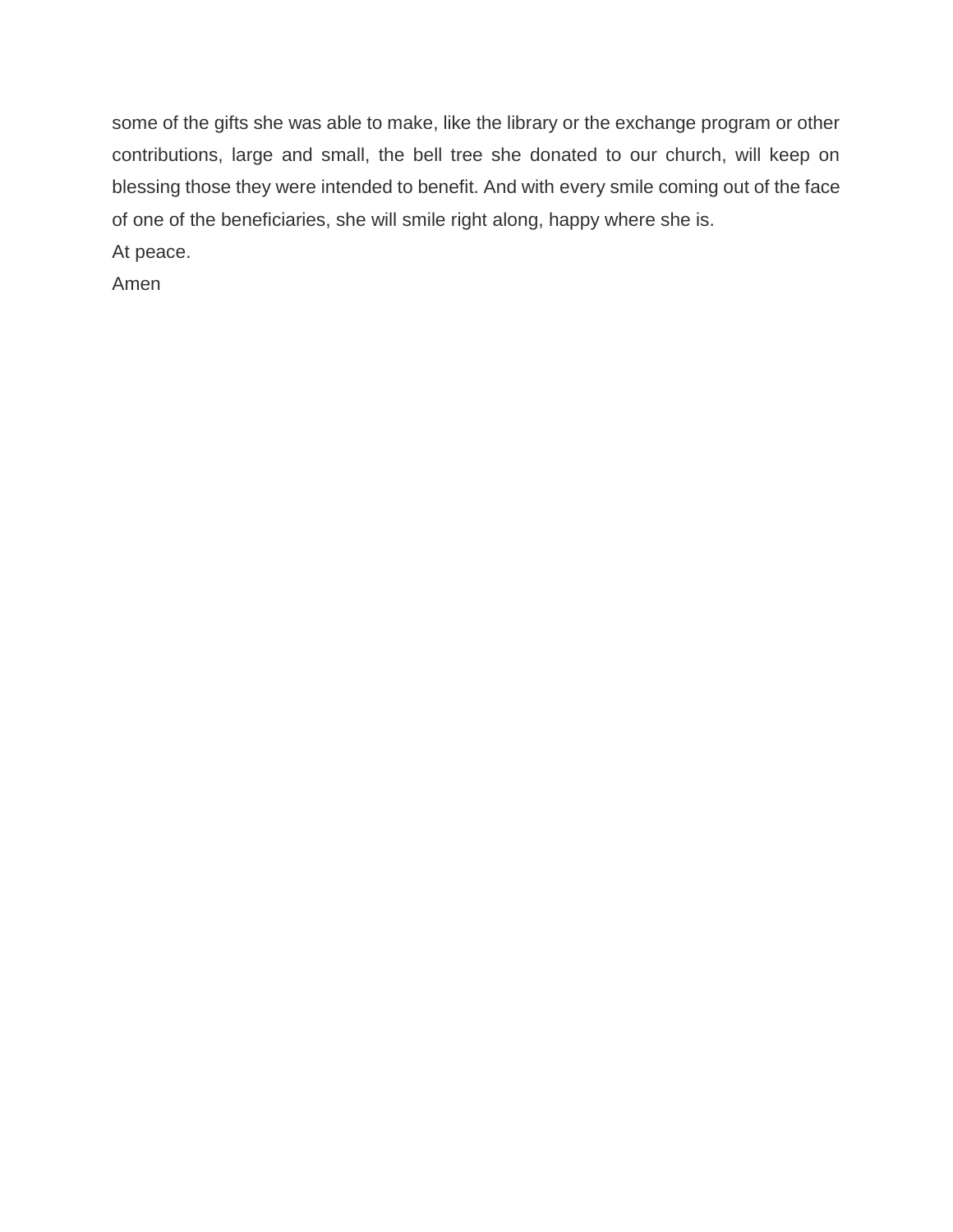some of the gifts she was able to make, like the library or the exchange program or other contributions, large and small, the bell tree she donated to our church, will keep on blessing those they were intended to benefit. And with every smile coming out of the face of one of the beneficiaries, she will smile right along, happy where she is.

At peace.

Amen